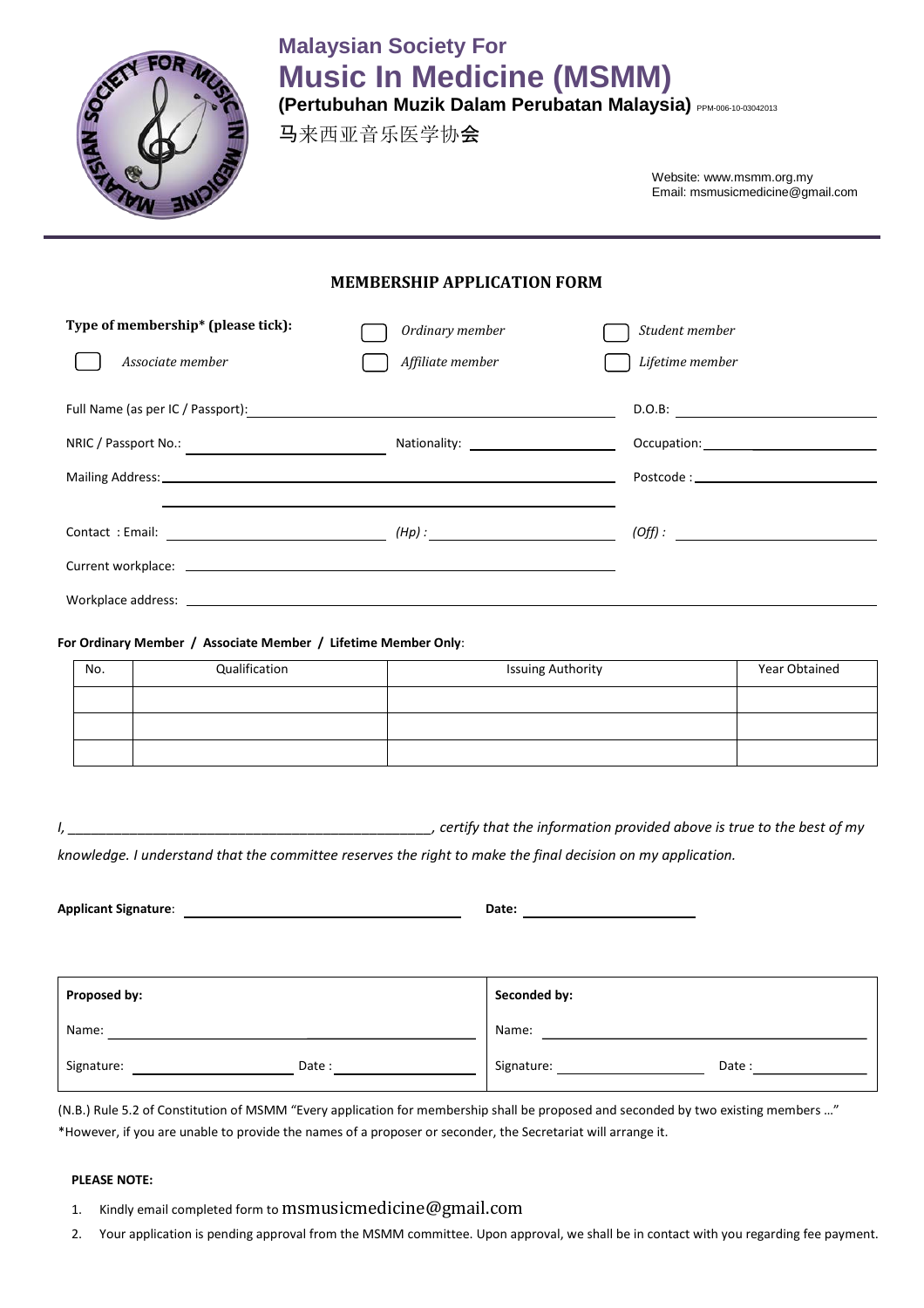# Malaysian Society For
# Music In Medicine (MSMM)

**(Pertubuhan Muzik Dalam Perubatan Malaysia)** PPM-006-10-03042013

马来西亚音乐医学协会

Website: www.msmm.org.my
Email: msmusicmedicine@gmail.com

## MEMBERSHIP APPLICATION FORM

**Type of membership\* (please tick):**

☐ *Ordinary member* ☐ *Student member*

☐ *Associate member* ☐ *Affiliate member* ☐ *Lifetime member*

Full Name (as per IC / Passport): ______________________ D.O.B: ______________________

NRIC / Passport No.: ______________________ Nationality: ______________________ Occupation: ______________________

Mailing Address: ______________________ Postcode : ______________________

______________________

Contact : Email: ______________________ *(Hp) :* ______________________ *(Off) :* ______________________

Current workplace: ______________________

Workplace address: ______________________

**For Ordinary Member / Associate Member / Lifetime Member Only**:

| No. | Qualification | Issuing Authority | Year Obtained |
|---|---|---|---|
| | | | |
| | | | |
| | | | |

*I, ______________________, certify that the information provided above is true to the best of my knowledge. I understand that the committee reserves the right to make the final decision on my application.*

**Applicant Signature**: ______________________ **Date:** ______________________

| **Proposed by:** | **Seconded by:** |
|---|---|
| Name: ______________________ | Name: ______________________ |
| Signature: ____________ Date : ____________ | Signature: ____________ Date : ____________ |

(N.B.) Rule 5.2 of Constitution of MSMM "Every application for membership shall be proposed and seconded by two existing members …"
*However, if you are unable to provide the names of a proposer or seconder, the Secretariat will arrange it.

**PLEASE NOTE:**

1. Kindly email completed form to msmusicmedicine@gmail.com
2. Your application is pending approval from the MSMM committee. Upon approval, we shall be in contact with you regarding fee payment.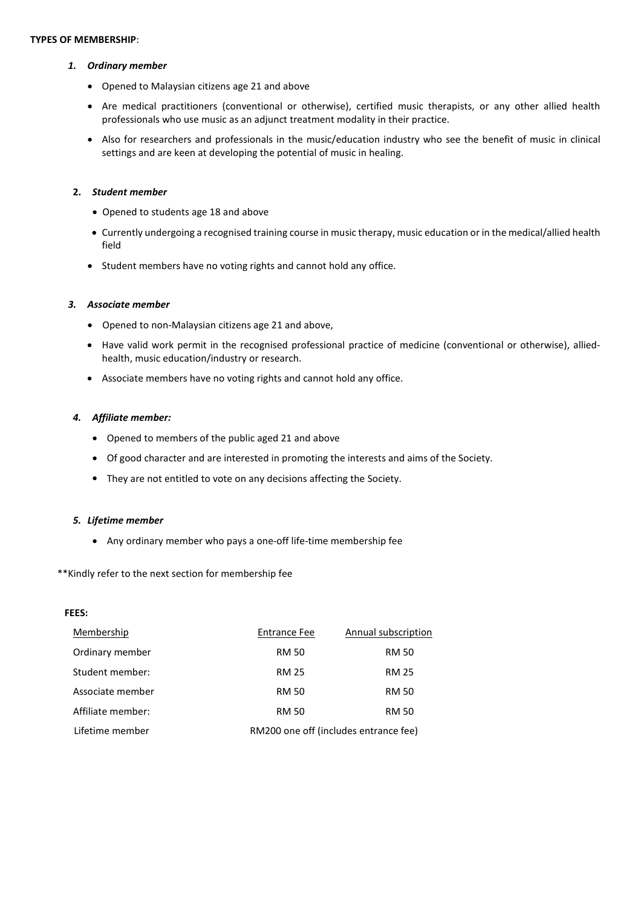**TYPES OF MEMBERSHIP**:

1. ***Ordinary member***

   - Opened to Malaysian citizens age 21 and above
   - Are medical practitioners (conventional or otherwise), certified music therapists, or any other allied health professionals who use music as an adjunct treatment modality in their practice.
   - Also for researchers and professionals in the music/education industry who see the benefit of music in clinical settings and are keen at developing the potential of music in healing.

2. ***Student member***

   - Opened to students age 18 and above
   - Currently undergoing a recognised training course in music therapy, music education or in the medical/allied health field
   - Student members have no voting rights and cannot hold any office.

3. ***Associate member***

   - Opened to non-Malaysian citizens age 21 and above,
   - Have valid work permit in the recognised professional practice of medicine (conventional or otherwise), allied-health, music education/industry or research.
   - Associate members have no voting rights and cannot hold any office.

4. ***Affiliate member:***

   - Opened to members of the public aged 21 and above
   - Of good character and are interested in promoting the interests and aims of the Society.
   - They are not entitled to vote on any decisions affecting the Society.

5. ***Lifetime member***

   - Any ordinary member who pays a one-off life-time membership fee

**Kindly refer to the next section for membership fee

**FEES:**

| Membership | Entrance Fee | Annual subscription |
|---|---|---|
| Ordinary member | RM 50 | RM 50 |
| Student member: | RM 25 | RM 25 |
| Associate member | RM 50 | RM 50 |
| Affiliate member: | RM 50 | RM 50 |
| Lifetime member | RM200 one off (includes entrance fee) | |